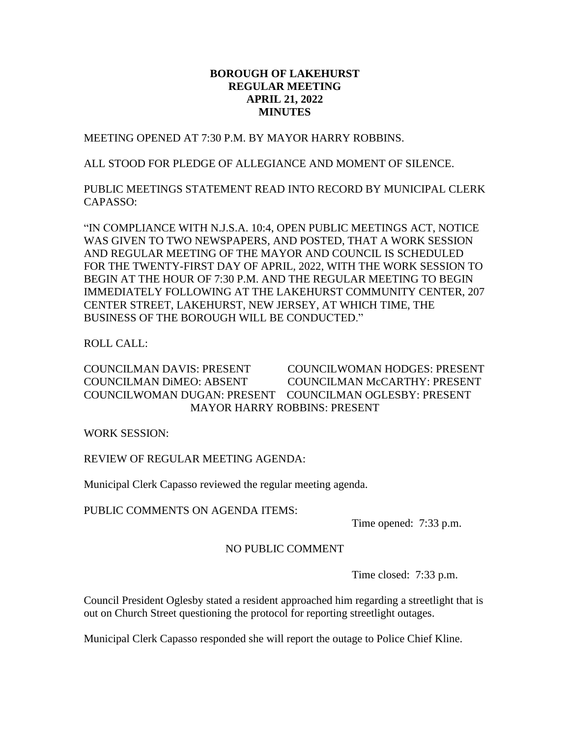# BOROUGH OF LAKEHURST
## REGULAR MEETING
## APRIL 21, 2022
## MINUTES

MEETING OPENED AT 7:30 P.M. BY MAYOR HARRY ROBBINS.

ALL STOOD FOR PLEDGE OF ALLEGIANCE AND MOMENT OF SILENCE.

PUBLIC MEETINGS STATEMENT READ INTO RECORD BY MUNICIPAL CLERK CAPASSO:

"IN COMPLIANCE WITH N.J.S.A. 10:4, OPEN PUBLIC MEETINGS ACT, NOTICE WAS GIVEN TO TWO NEWSPAPERS, AND POSTED, THAT A WORK SESSION AND REGULAR MEETING OF THE MAYOR AND COUNCIL IS SCHEDULED FOR THE TWENTY-FIRST DAY OF APRIL, 2022, WITH THE WORK SESSION TO BEGIN AT THE HOUR OF 7:30 P.M. AND THE REGULAR MEETING TO BEGIN IMMEDIATELY FOLLOWING AT THE LAKEHURST COMMUNITY CENTER, 207 CENTER STREET, LAKEHURST, NEW JERSEY, AT WHICH TIME, THE BUSINESS OF THE BOROUGH WILL BE CONDUCTED."

ROLL CALL:

COUNCILMAN DAVIS: PRESENT
COUNCILWOMAN HODGES: PRESENT
COUNCILMAN DiMEO: ABSENT
COUNCILMAN McCARTHY: PRESENT
COUNCILWOMAN DUGAN: PRESENT
COUNCILMAN OGLESBY: PRESENT
MAYOR HARRY ROBBINS: PRESENT

WORK SESSION:

REVIEW OF REGULAR MEETING AGENDA:

Municipal Clerk Capasso reviewed the regular meeting agenda.

PUBLIC COMMENTS ON AGENDA ITEMS:

Time opened: 7:33 p.m.

NO PUBLIC COMMENT

Time closed: 7:33 p.m.

Council President Oglesby stated a resident approached him regarding a streetlight that is out on Church Street questioning the protocol for reporting streetlight outages.

Municipal Clerk Capasso responded she will report the outage to Police Chief Kline.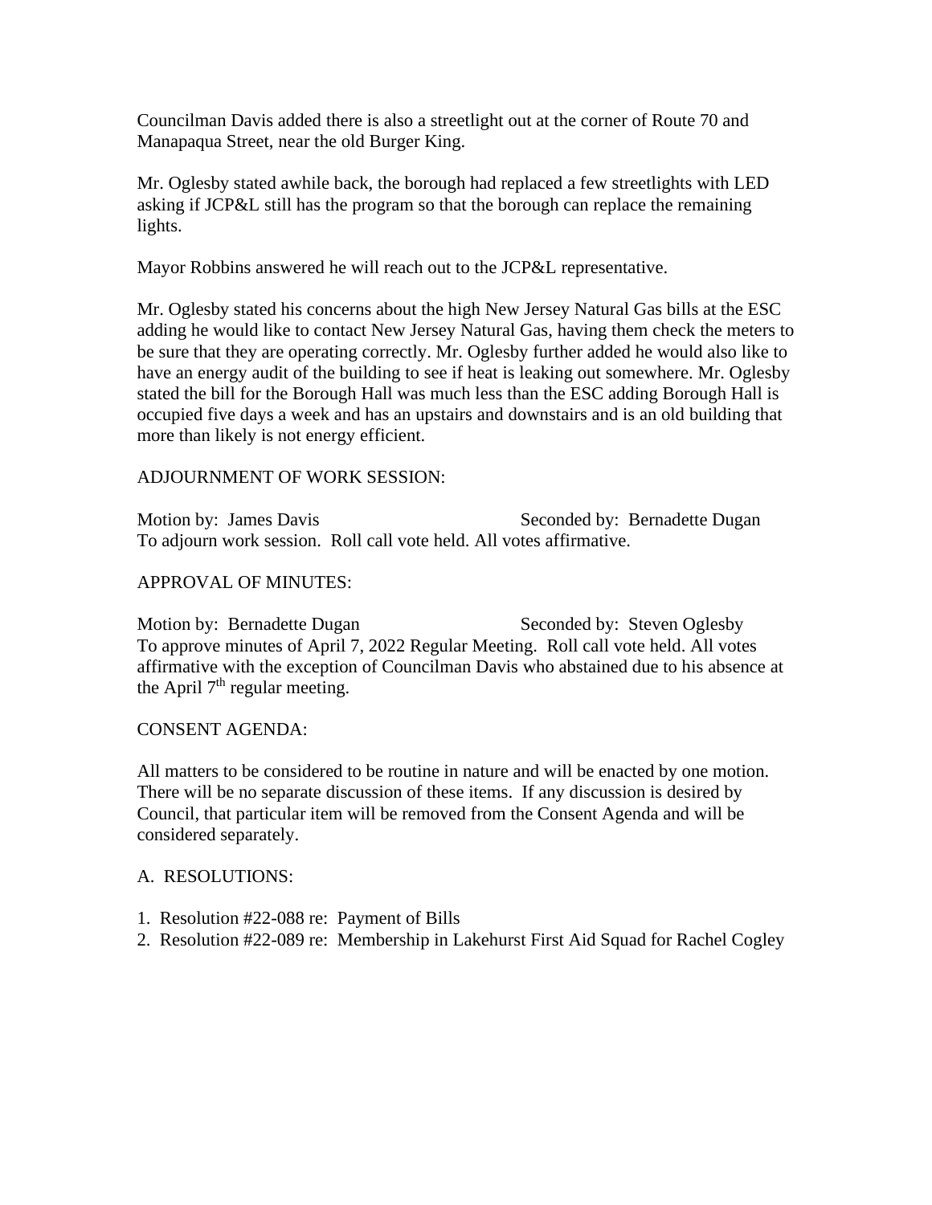Councilman Davis added there is also a streetlight out at the corner of Route 70 and Manapaqua Street, near the old Burger King.

Mr. Oglesby stated awhile back, the borough had replaced a few streetlights with LED asking if JCP&L still has the program so that the borough can replace the remaining lights.

Mayor Robbins answered he will reach out to the JCP&L representative.

Mr. Oglesby stated his concerns about the high New Jersey Natural Gas bills at the ESC adding he would like to contact New Jersey Natural Gas, having them check the meters to be sure that they are operating correctly. Mr. Oglesby further added he would also like to have an energy audit of the building to see if heat is leaking out somewhere. Mr. Oglesby stated the bill for the Borough Hall was much less than the ESC adding Borough Hall is occupied five days a week and has an upstairs and downstairs and is an old building that more than likely is not energy efficient.

ADJOURNMENT OF WORK SESSION:

Motion by: James Davis Seconded by: Bernadette Dugan
To adjourn work session. Roll call vote held. All votes affirmative.

APPROVAL OF MINUTES:

Motion by: Bernadette Dugan Seconded by: Steven Oglesby
To approve minutes of April 7, 2022 Regular Meeting. Roll call vote held. All votes affirmative with the exception of Councilman Davis who abstained due to his absence at the April 7th regular meeting.

CONSENT AGENDA:

All matters to be considered to be routine in nature and will be enacted by one motion. There will be no separate discussion of these items. If any discussion is desired by Council, that particular item will be removed from the Consent Agenda and will be considered separately.

A. RESOLUTIONS:

1. Resolution #22-088 re: Payment of Bills
2. Resolution #22-089 re: Membership in Lakehurst First Aid Squad for Rachel Cogley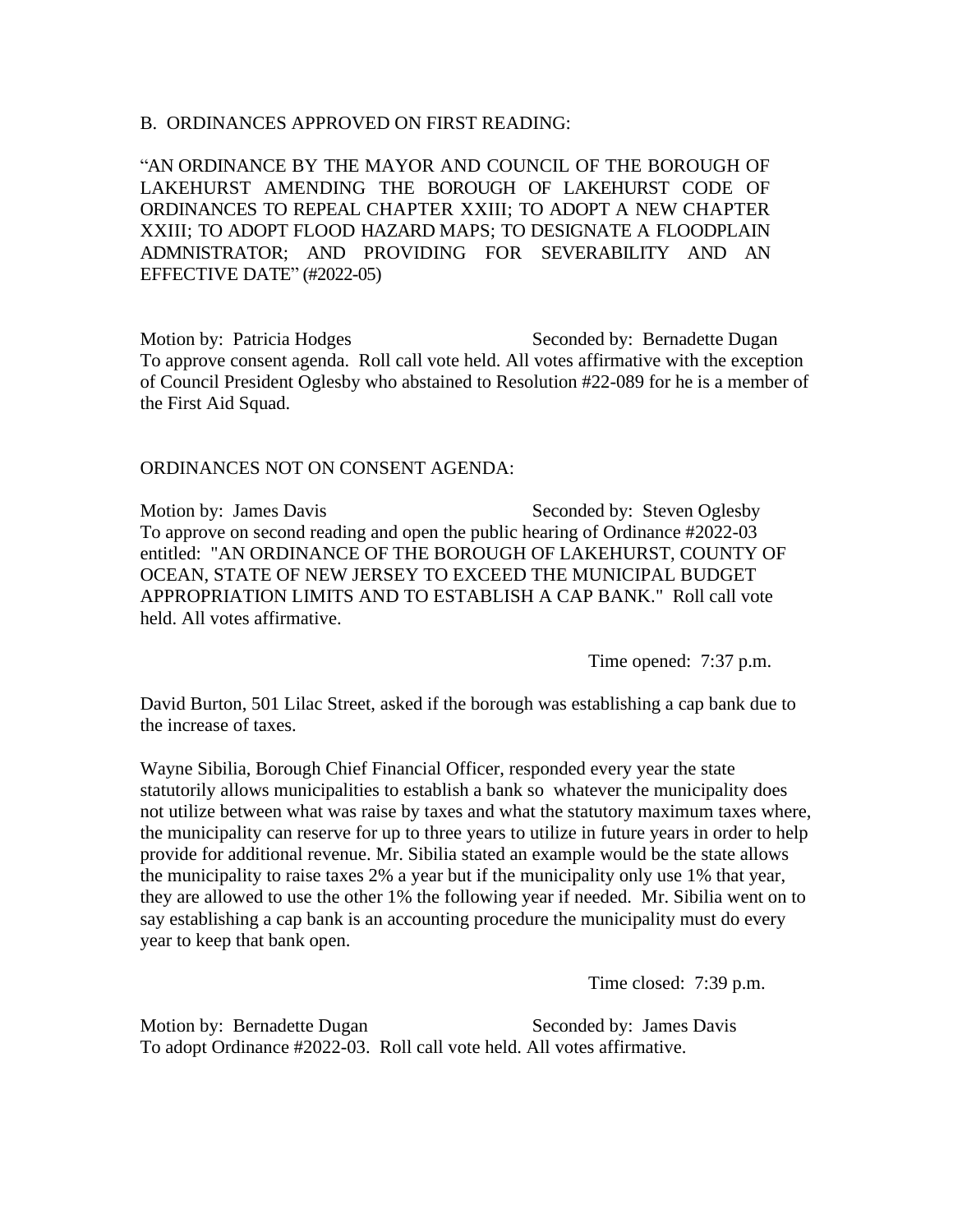B. ORDINANCES APPROVED ON FIRST READING:

"AN ORDINANCE BY THE MAYOR AND COUNCIL OF THE BOROUGH OF LAKEHURST AMENDING THE BOROUGH OF LAKEHURST CODE OF ORDINANCES TO REPEAL CHAPTER XXIII; TO ADOPT A NEW CHAPTER XXIII; TO ADOPT FLOOD HAZARD MAPS; TO DESIGNATE A FLOODPLAIN ADMNISTRATOR; AND PROVIDING FOR SEVERABILITY AND AN EFFECTIVE DATE" (#2022-05)

Motion by: Patricia Hodges Seconded by: Bernadette Dugan
To approve consent agenda. Roll call vote held. All votes affirmative with the exception of Council President Oglesby who abstained to Resolution #22-089 for he is a member of the First Aid Squad.

ORDINANCES NOT ON CONSENT AGENDA:

Motion by: James Davis Seconded by: Steven Oglesby
To approve on second reading and open the public hearing of Ordinance #2022-03 entitled: "AN ORDINANCE OF THE BOROUGH OF LAKEHURST, COUNTY OF OCEAN, STATE OF NEW JERSEY TO EXCEED THE MUNICIPAL BUDGET APPROPRIATION LIMITS AND TO ESTABLISH A CAP BANK." Roll call vote held. All votes affirmative.

Time opened: 7:37 p.m.

David Burton, 501 Lilac Street, asked if the borough was establishing a cap bank due to the increase of taxes.

Wayne Sibilia, Borough Chief Financial Officer, responded every year the state statutorily allows municipalities to establish a bank so whatever the municipality does not utilize between what was raise by taxes and what the statutory maximum taxes where, the municipality can reserve for up to three years to utilize in future years in order to help provide for additional revenue. Mr. Sibilia stated an example would be the state allows the municipality to raise taxes 2% a year but if the municipality only use 1% that year, they are allowed to use the other 1% the following year if needed. Mr. Sibilia went on to say establishing a cap bank is an accounting procedure the municipality must do every year to keep that bank open.

Time closed: 7:39 p.m.

Motion by: Bernadette Dugan Seconded by: James Davis
To adopt Ordinance #2022-03. Roll call vote held. All votes affirmative.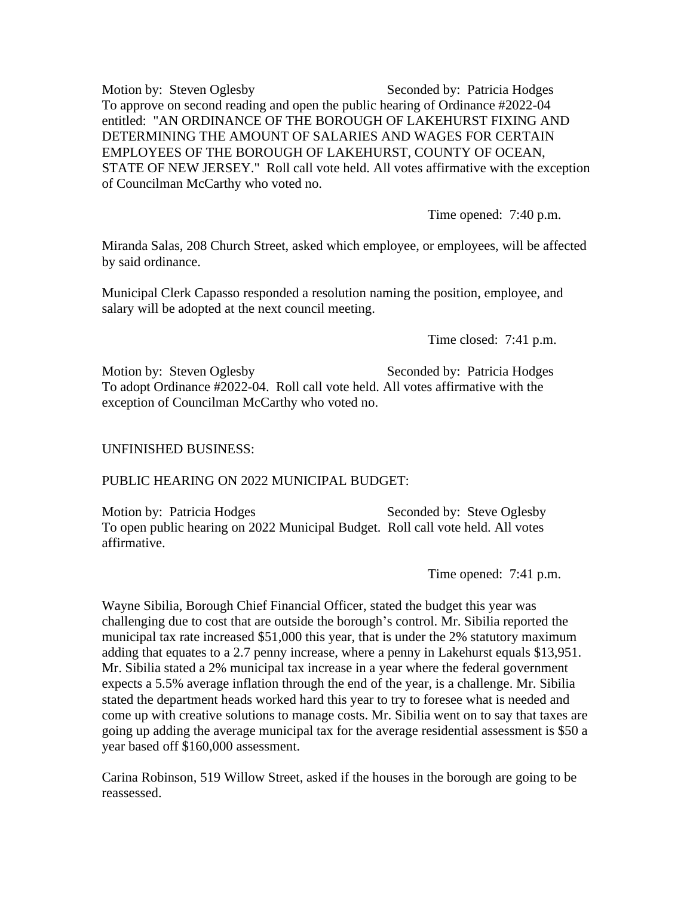Motion by: Steven Oglesby Seconded by: Patricia Hodges
To approve on second reading and open the public hearing of Ordinance #2022-04 entitled: "AN ORDINANCE OF THE BOROUGH OF LAKEHURST FIXING AND DETERMINING THE AMOUNT OF SALARIES AND WAGES FOR CERTAIN EMPLOYEES OF THE BOROUGH OF LAKEHURST, COUNTY OF OCEAN, STATE OF NEW JERSEY." Roll call vote held. All votes affirmative with the exception of Councilman McCarthy who voted no.

Time opened: 7:40 p.m.

Miranda Salas, 208 Church Street, asked which employee, or employees, will be affected by said ordinance.

Municipal Clerk Capasso responded a resolution naming the position, employee, and salary will be adopted at the next council meeting.

Time closed: 7:41 p.m.

Motion by: Steven Oglesby Seconded by: Patricia Hodges
To adopt Ordinance #2022-04. Roll call vote held. All votes affirmative with the exception of Councilman McCarthy who voted no.

UNFINISHED BUSINESS:

PUBLIC HEARING ON 2022 MUNICIPAL BUDGET:

Motion by: Patricia Hodges Seconded by: Steve Oglesby
To open public hearing on 2022 Municipal Budget. Roll call vote held. All votes affirmative.

Time opened: 7:41 p.m.

Wayne Sibilia, Borough Chief Financial Officer, stated the budget this year was challenging due to cost that are outside the borough's control. Mr. Sibilia reported the municipal tax rate increased $51,000 this year, that is under the 2% statutory maximum adding that equates to a 2.7 penny increase, where a penny in Lakehurst equals $13,951. Mr. Sibilia stated a 2% municipal tax increase in a year where the federal government expects a 5.5% average inflation through the end of the year, is a challenge. Mr. Sibilia stated the department heads worked hard this year to try to foresee what is needed and come up with creative solutions to manage costs. Mr. Sibilia went on to say that taxes are going up adding the average municipal tax for the average residential assessment is $50 a year based off $160,000 assessment.

Carina Robinson, 519 Willow Street, asked if the houses in the borough are going to be reassessed.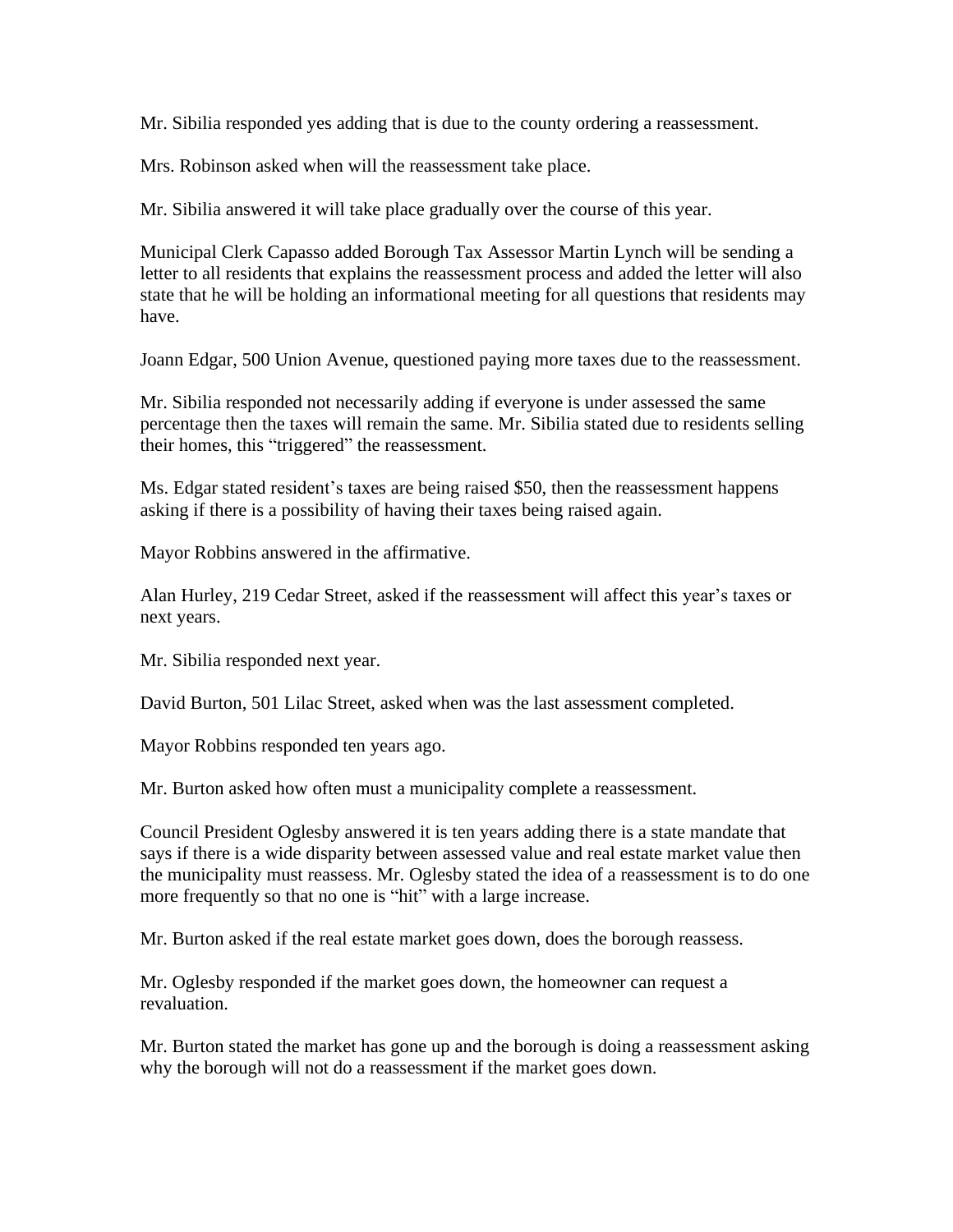Mr. Sibilia responded yes adding that is due to the county ordering a reassessment.

Mrs. Robinson asked when will the reassessment take place.

Mr. Sibilia answered it will take place gradually over the course of this year.

Municipal Clerk Capasso added Borough Tax Assessor Martin Lynch will be sending a letter to all residents that explains the reassessment process and added the letter will also state that he will be holding an informational meeting for all questions that residents may have.

Joann Edgar, 500 Union Avenue, questioned paying more taxes due to the reassessment.

Mr. Sibilia responded not necessarily adding if everyone is under assessed the same percentage then the taxes will remain the same. Mr. Sibilia stated due to residents selling their homes, this "triggered" the reassessment.

Ms. Edgar stated resident's taxes are being raised $50, then the reassessment happens asking if there is a possibility of having their taxes being raised again.

Mayor Robbins answered in the affirmative.

Alan Hurley, 219 Cedar Street, asked if the reassessment will affect this year's taxes or next years.

Mr. Sibilia responded next year.

David Burton, 501 Lilac Street, asked when was the last assessment completed.

Mayor Robbins responded ten years ago.

Mr. Burton asked how often must a municipality complete a reassessment.

Council President Oglesby answered it is ten years adding there is a state mandate that says if there is a wide disparity between assessed value and real estate market value then the municipality must reassess. Mr. Oglesby stated the idea of a reassessment is to do one more frequently so that no one is "hit" with a large increase.

Mr. Burton asked if the real estate market goes down, does the borough reassess.

Mr. Oglesby responded if the market goes down, the homeowner can request a revaluation.

Mr. Burton stated the market has gone up and the borough is doing a reassessment asking why the borough will not do a reassessment if the market goes down.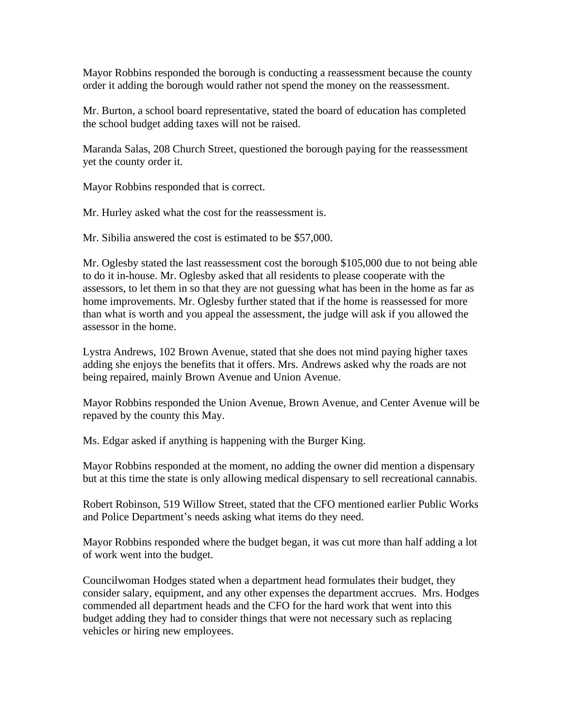Mayor Robbins responded the borough is conducting a reassessment because the county order it adding the borough would rather not spend the money on the reassessment.

Mr. Burton, a school board representative, stated the board of education has completed the school budget adding taxes will not be raised.

Maranda Salas, 208 Church Street, questioned the borough paying for the reassessment yet the county order it.

Mayor Robbins responded that is correct.

Mr. Hurley asked what the cost for the reassessment is.

Mr. Sibilia answered the cost is estimated to be $57,000.

Mr. Oglesby stated the last reassessment cost the borough $105,000 due to not being able to do it in-house. Mr. Oglesby asked that all residents to please cooperate with the assessors, to let them in so that they are not guessing what has been in the home as far as home improvements. Mr. Oglesby further stated that if the home is reassessed for more than what is worth and you appeal the assessment, the judge will ask if you allowed the assessor in the home.

Lystra Andrews, 102 Brown Avenue, stated that she does not mind paying higher taxes adding she enjoys the benefits that it offers. Mrs. Andrews asked why the roads are not being repaired, mainly Brown Avenue and Union Avenue.

Mayor Robbins responded the Union Avenue, Brown Avenue, and Center Avenue will be repaved by the county this May.

Ms. Edgar asked if anything is happening with the Burger King.

Mayor Robbins responded at the moment, no adding the owner did mention a dispensary but at this time the state is only allowing medical dispensary to sell recreational cannabis.

Robert Robinson, 519 Willow Street, stated that the CFO mentioned earlier Public Works and Police Department's needs asking what items do they need.

Mayor Robbins responded where the budget began, it was cut more than half adding a lot of work went into the budget.

Councilwoman Hodges stated when a department head formulates their budget, they consider salary, equipment, and any other expenses the department accrues. Mrs. Hodges commended all department heads and the CFO for the hard work that went into this budget adding they had to consider things that were not necessary such as replacing vehicles or hiring new employees.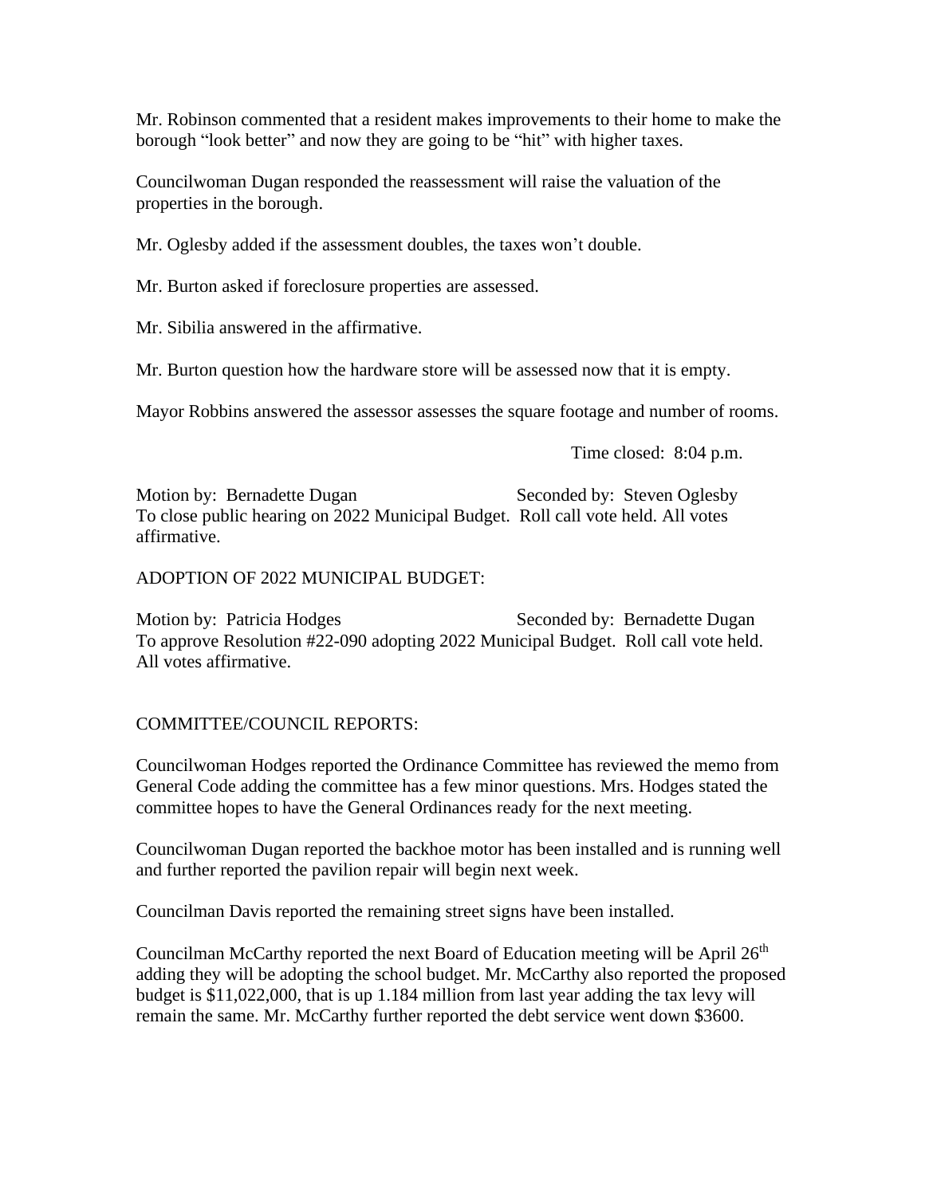Mr. Robinson commented that a resident makes improvements to their home to make the borough "look better" and now they are going to be "hit" with higher taxes.

Councilwoman Dugan responded the reassessment will raise the valuation of the properties in the borough.

Mr. Oglesby added if the assessment doubles, the taxes won't double.

Mr. Burton asked if foreclosure properties are assessed.

Mr. Sibilia answered in the affirmative.

Mr. Burton question how the hardware store will be assessed now that it is empty.

Mayor Robbins answered the assessor assesses the square footage and number of rooms.

Time closed: 8:04 p.m.

Motion by: Bernadette Dugan Seconded by: Steven Oglesby
To close public hearing on 2022 Municipal Budget. Roll call vote held. All votes affirmative.

ADOPTION OF 2022 MUNICIPAL BUDGET:

Motion by: Patricia Hodges Seconded by: Bernadette Dugan
To approve Resolution #22-090 adopting 2022 Municipal Budget. Roll call vote held. All votes affirmative.

COMMITTEE/COUNCIL REPORTS:

Councilwoman Hodges reported the Ordinance Committee has reviewed the memo from General Code adding the committee has a few minor questions. Mrs. Hodges stated the committee hopes to have the General Ordinances ready for the next meeting.

Councilwoman Dugan reported the backhoe motor has been installed and is running well and further reported the pavilion repair will begin next week.

Councilman Davis reported the remaining street signs have been installed.

Councilman McCarthy reported the next Board of Education meeting will be April 26th adding they will be adopting the school budget. Mr. McCarthy also reported the proposed budget is $11,022,000, that is up 1.184 million from last year adding the tax levy will remain the same. Mr. McCarthy further reported the debt service went down $3600.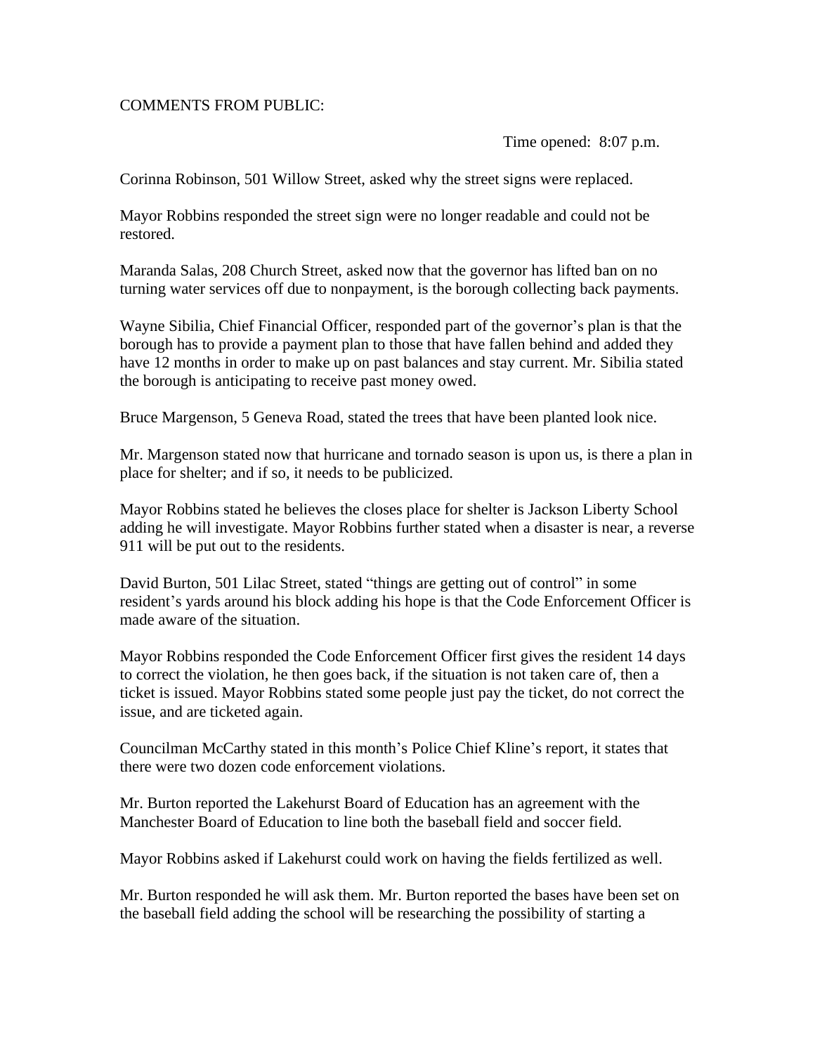COMMENTS FROM PUBLIC:

Time opened: 8:07 p.m.

Corinna Robinson, 501 Willow Street, asked why the street signs were replaced.

Mayor Robbins responded the street sign were no longer readable and could not be restored.

Maranda Salas, 208 Church Street, asked now that the governor has lifted ban on no turning water services off due to nonpayment, is the borough collecting back payments.

Wayne Sibilia, Chief Financial Officer, responded part of the governor's plan is that the borough has to provide a payment plan to those that have fallen behind and added they have 12 months in order to make up on past balances and stay current. Mr. Sibilia stated the borough is anticipating to receive past money owed.

Bruce Margenson, 5 Geneva Road, stated the trees that have been planted look nice.

Mr. Margenson stated now that hurricane and tornado season is upon us, is there a plan in place for shelter; and if so, it needs to be publicized.

Mayor Robbins stated he believes the closes place for shelter is Jackson Liberty School adding he will investigate. Mayor Robbins further stated when a disaster is near, a reverse 911 will be put out to the residents.

David Burton, 501 Lilac Street, stated "things are getting out of control" in some resident's yards around his block adding his hope is that the Code Enforcement Officer is made aware of the situation.

Mayor Robbins responded the Code Enforcement Officer first gives the resident 14 days to correct the violation, he then goes back, if the situation is not taken care of, then a ticket is issued. Mayor Robbins stated some people just pay the ticket, do not correct the issue, and are ticketed again.

Councilman McCarthy stated in this month's Police Chief Kline's report, it states that there were two dozen code enforcement violations.

Mr. Burton reported the Lakehurst Board of Education has an agreement with the Manchester Board of Education to line both the baseball field and soccer field.

Mayor Robbins asked if Lakehurst could work on having the fields fertilized as well.

Mr. Burton responded he will ask them. Mr. Burton reported the bases have been set on the baseball field adding the school will be researching the possibility of starting a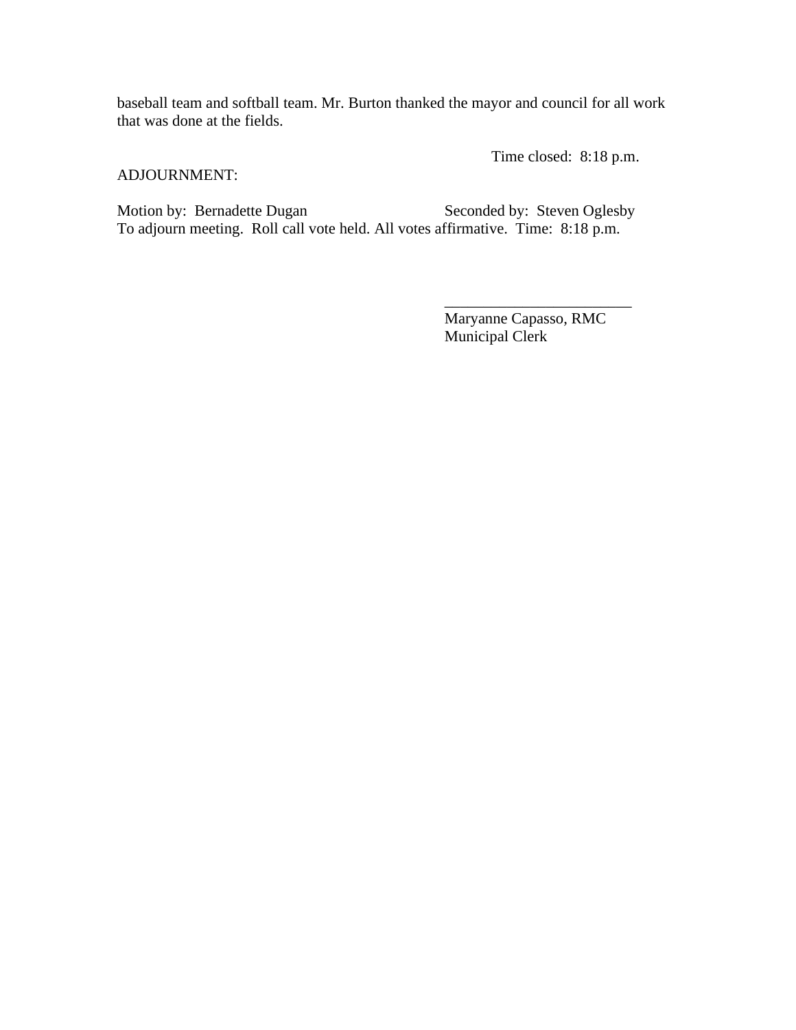baseball team and softball team. Mr. Burton thanked the mayor and council for all work that was done at the fields.

Time closed: 8:18 p.m.

ADJOURNMENT:

Motion by: Bernadette Dugan Seconded by: Steven Oglesby
To adjourn meeting. Roll call vote held. All votes affirmative. Time: 8:18 p.m.

\_\_\_\_\_\_\_\_\_\_\_\_\_\_\_\_\_\_\_\_\_\_\_\_
Maryanne Capasso, RMC
Municipal Clerk